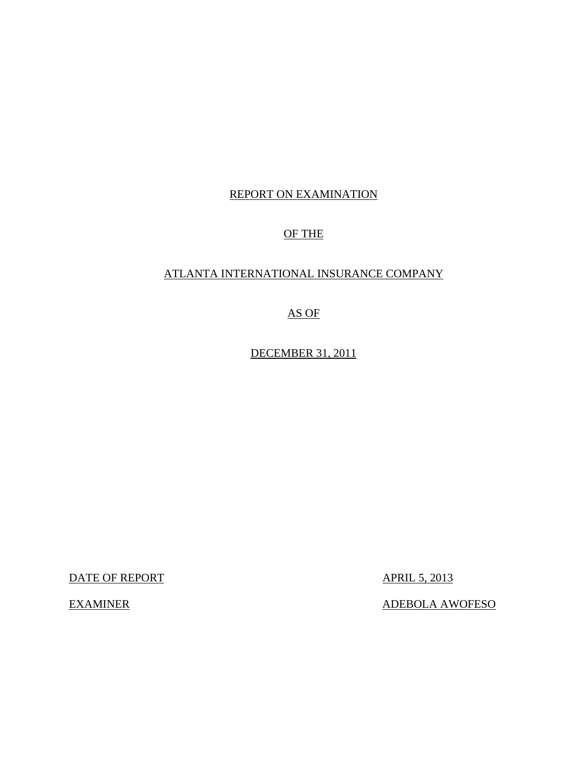# REPORT ON EXAMINATION

# OF THE

# ATLANTA INTERNATIONAL INSURANCE COMPANY

# AS OF

# DECEMBER 31, 2011

DATE OF REPORT: APRIL 5, 2013

EXAMINER: ADEBOLA AWOFESO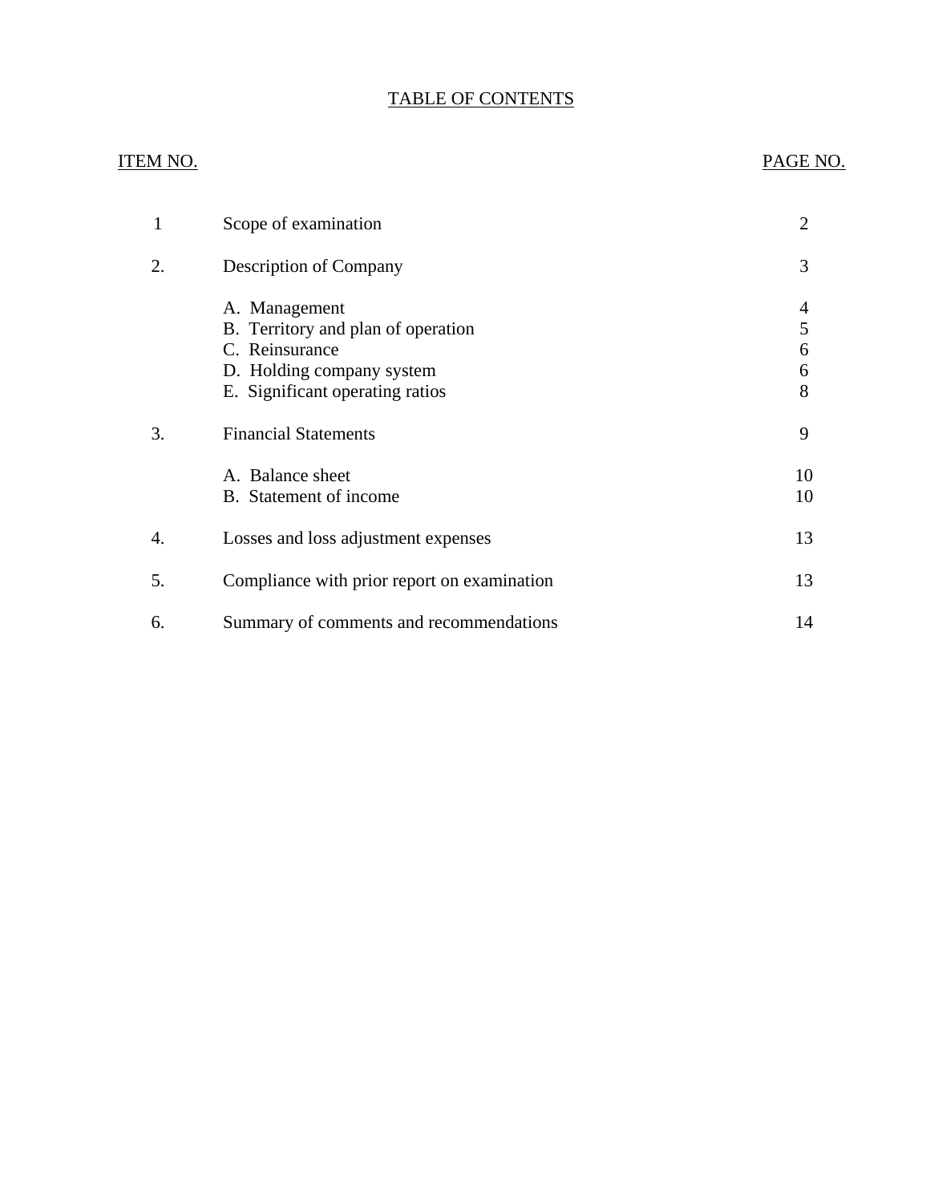# TABLE OF CONTENTS

| ITEM NO. | | PAGE NO. |
|---|---|---|
| 1 | Scope of examination | 2 |
| 2. | Description of Company | 3 |
| | A. Management | 4 |
| | B. Territory and plan of operation | 5 |
| | C. Reinsurance | 6 |
| | D. Holding company system | 6 |
| | E. Significant operating ratios | 8 |
| 3. | Financial Statements | 9 |
| | A. Balance sheet | 10 |
| | B. Statement of income | 10 |
| 4. | Losses and loss adjustment expenses | 13 |
| 5. | Compliance with prior report on examination | 13 |
| 6. | Summary of comments and recommendations | 14 |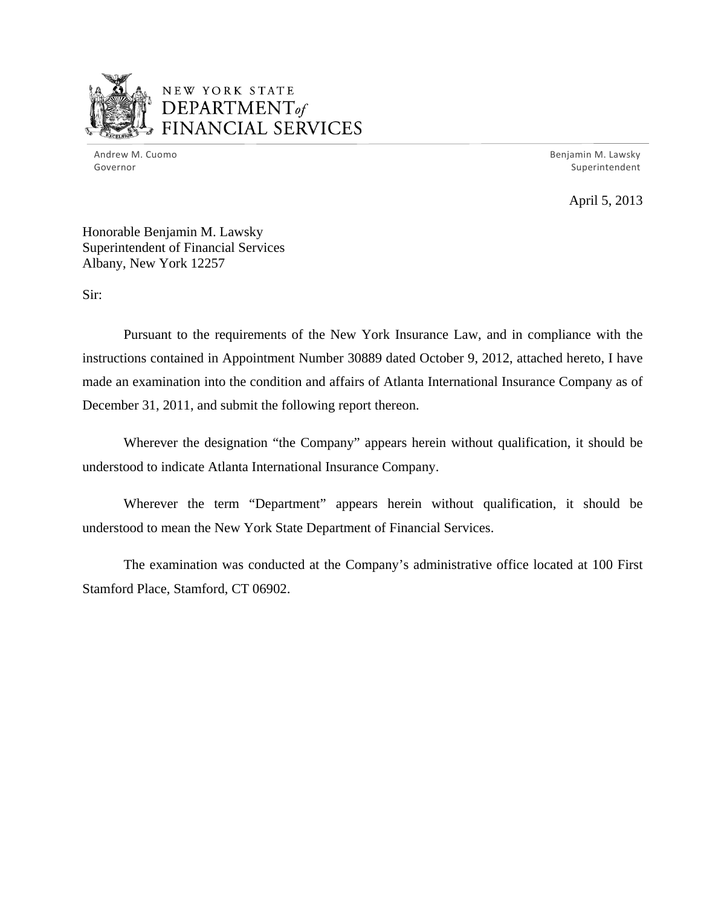NEW YORK STATE
DEPARTMENT of
FINANCIAL SERVICES

Andrew M. Cuomo
Governor

Benjamin M. Lawsky
Superintendent

April 5, 2013

Honorable Benjamin M. Lawsky
Superintendent of Financial Services
Albany, New York 12257

Sir:

Pursuant to the requirements of the New York Insurance Law, and in compliance with the instructions contained in Appointment Number 30889 dated October 9, 2012, attached hereto, I have made an examination into the condition and affairs of Atlanta International Insurance Company as of December 31, 2011, and submit the following report thereon.

Wherever the designation "the Company" appears herein without qualification, it should be understood to indicate Atlanta International Insurance Company.

Wherever the term "Department" appears herein without qualification, it should be understood to mean the New York State Department of Financial Services.

The examination was conducted at the Company's administrative office located at 100 First Stamford Place, Stamford, CT 06902.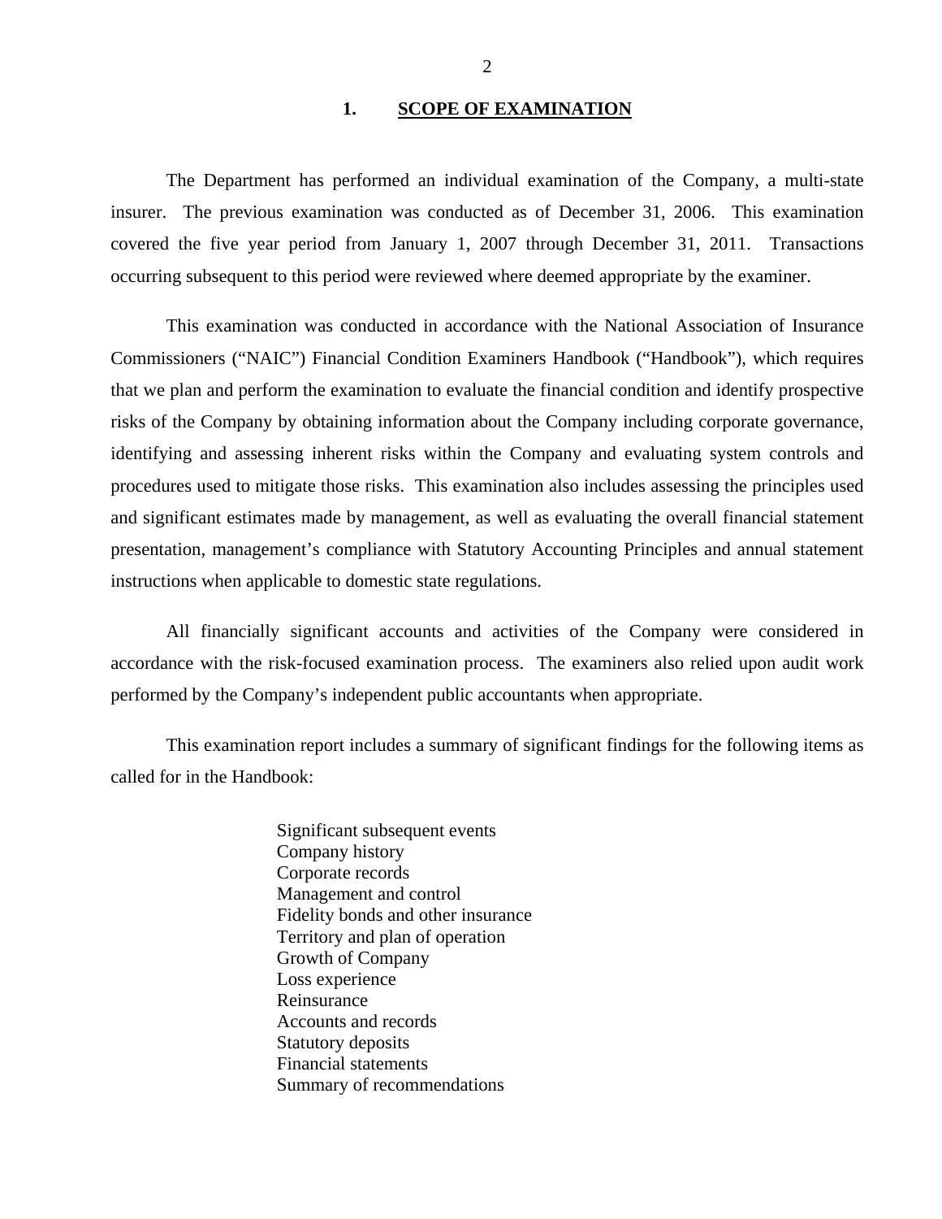## 1. SCOPE OF EXAMINATION

The Department has performed an individual examination of the Company, a multi-state insurer. The previous examination was conducted as of December 31, 2006. This examination covered the five year period from January 1, 2007 through December 31, 2011. Transactions occurring subsequent to this period were reviewed where deemed appropriate by the examiner.

This examination was conducted in accordance with the National Association of Insurance Commissioners ("NAIC") Financial Condition Examiners Handbook ("Handbook"), which requires that we plan and perform the examination to evaluate the financial condition and identify prospective risks of the Company by obtaining information about the Company including corporate governance, identifying and assessing inherent risks within the Company and evaluating system controls and procedures used to mitigate those risks. This examination also includes assessing the principles used and significant estimates made by management, as well as evaluating the overall financial statement presentation, management's compliance with Statutory Accounting Principles and annual statement instructions when applicable to domestic state regulations.

All financially significant accounts and activities of the Company were considered in accordance with the risk-focused examination process. The examiners also relied upon audit work performed by the Company's independent public accountants when appropriate.

This examination report includes a summary of significant findings for the following items as called for in the Handbook:

Significant subsequent events
Company history
Corporate records
Management and control
Fidelity bonds and other insurance
Territory and plan of operation
Growth of Company
Loss experience
Reinsurance
Accounts and records
Statutory deposits
Financial statements
Summary of recommendations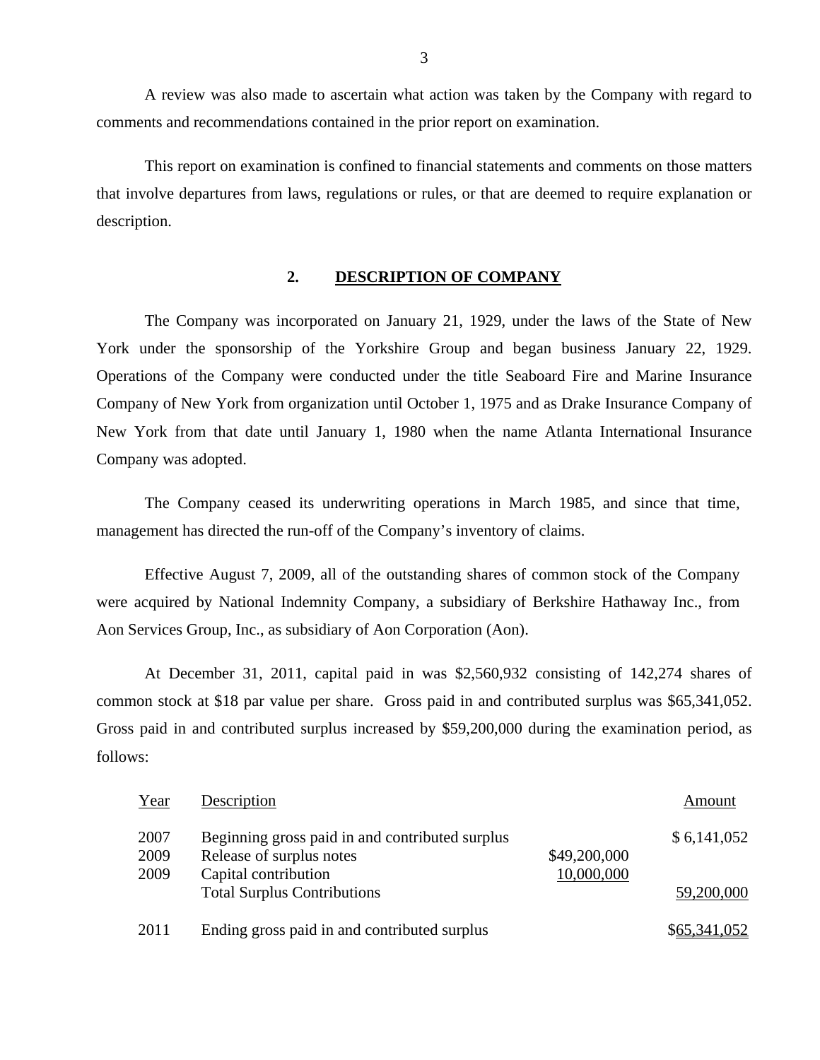A review was also made to ascertain what action was taken by the Company with regard to comments and recommendations contained in the prior report on examination.

This report on examination is confined to financial statements and comments on those matters that involve departures from laws, regulations or rules, or that are deemed to require explanation or description.

## 2. DESCRIPTION OF COMPANY

The Company was incorporated on January 21, 1929, under the laws of the State of New York under the sponsorship of the Yorkshire Group and began business January 22, 1929. Operations of the Company were conducted under the title Seaboard Fire and Marine Insurance Company of New York from organization until October 1, 1975 and as Drake Insurance Company of New York from that date until January 1, 1980 when the name Atlanta International Insurance Company was adopted.

The Company ceased its underwriting operations in March 1985, and since that time, management has directed the run-off of the Company's inventory of claims.

Effective August 7, 2009, all of the outstanding shares of common stock of the Company were acquired by National Indemnity Company, a subsidiary of Berkshire Hathaway Inc., from Aon Services Group, Inc., as subsidiary of Aon Corporation (Aon).

At December 31, 2011, capital paid in was $2,560,932 consisting of 142,274 shares of common stock at $18 par value per share. Gross paid in and contributed surplus was $65,341,052. Gross paid in and contributed surplus increased by $59,200,000 during the examination period, as follows:

| Year | Description | | Amount |
|---|---|---|---|
| 2007 | Beginning gross paid in and contributed surplus | | $ 6,141,052 |
| 2009 | Release of surplus notes | $49,200,000 | |
| 2009 | Capital contribution | 10,000,000 | |
| | Total Surplus Contributions | | 59,200,000 |
| 2011 | Ending gross paid in and contributed surplus | | $65,341,052 |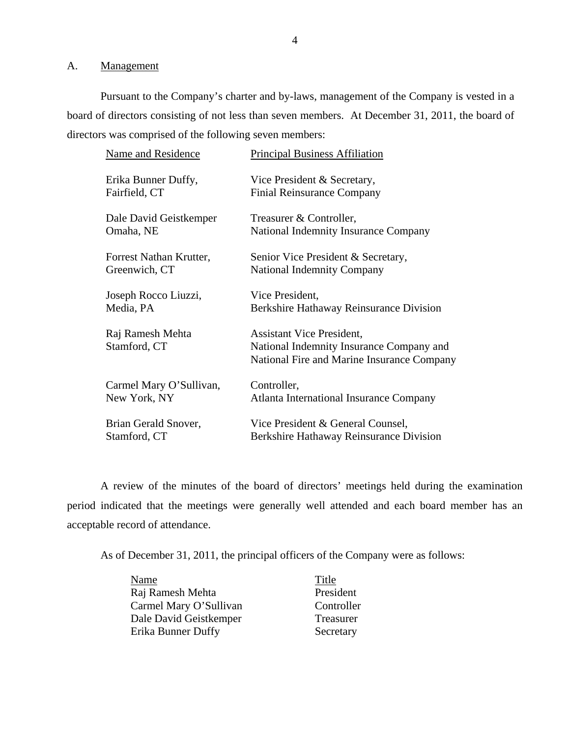## A. Management

Pursuant to the Company's charter and by-laws, management of the Company is vested in a board of directors consisting of not less than seven members. At December 31, 2011, the board of directors was comprised of the following seven members:

| Name and Residence | Principal Business Affiliation |
|---|---|
| Erika Bunner Duffy, Fairfield, CT | Vice President & Secretary, Finial Reinsurance Company |
| Dale David Geistkemper Omaha, NE | Treasurer & Controller, National Indemnity Insurance Company |
| Forrest Nathan Krutter, Greenwich, CT | Senior Vice President & Secretary, National Indemnity Company |
| Joseph Rocco Liuzzi, Media, PA | Vice President, Berkshire Hathaway Reinsurance Division |
| Raj Ramesh Mehta Stamford, CT | Assistant Vice President, National Indemnity Insurance Company and National Fire and Marine Insurance Company |
| Carmel Mary O'Sullivan, New York, NY | Controller, Atlanta International Insurance Company |
| Brian Gerald Snover, Stamford, CT | Vice President & General Counsel, Berkshire Hathaway Reinsurance Division |

A review of the minutes of the board of directors' meetings held during the examination period indicated that the meetings were generally well attended and each board member has an acceptable record of attendance.

As of December 31, 2011, the principal officers of the Company were as follows:

| Name | Title |
|---|---|
| Raj Ramesh Mehta | President |
| Carmel Mary O'Sullivan | Controller |
| Dale David Geistkemper | Treasurer |
| Erika Bunner Duffy | Secretary |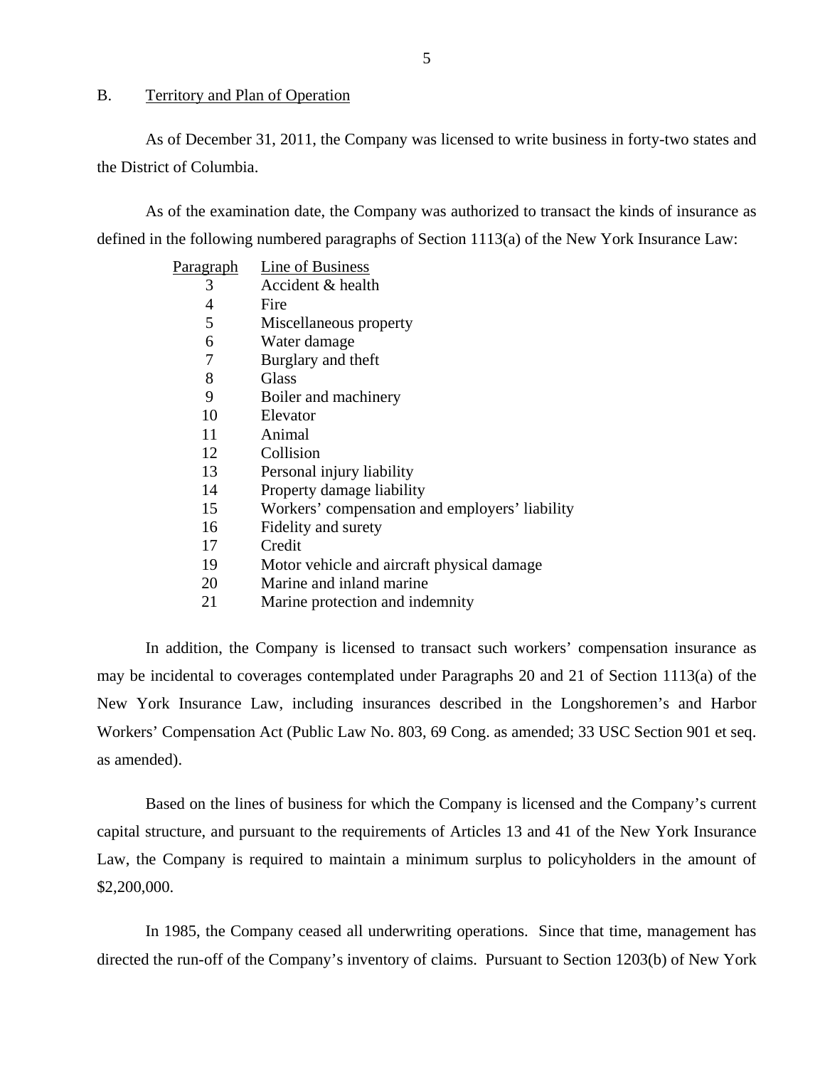## B. Territory and Plan of Operation

As of December 31, 2011, the Company was licensed to write business in forty-two states and the District of Columbia.

As of the examination date, the Company was authorized to transact the kinds of insurance as defined in the following numbered paragraphs of Section 1113(a) of the New York Insurance Law:

| Paragraph | Line of Business |
|---|---|
| 3 | Accident & health |
| 4 | Fire |
| 5 | Miscellaneous property |
| 6 | Water damage |
| 7 | Burglary and theft |
| 8 | Glass |
| 9 | Boiler and machinery |
| 10 | Elevator |
| 11 | Animal |
| 12 | Collision |
| 13 | Personal injury liability |
| 14 | Property damage liability |
| 15 | Workers' compensation and employers' liability |
| 16 | Fidelity and surety |
| 17 | Credit |
| 19 | Motor vehicle and aircraft physical damage |
| 20 | Marine and inland marine |
| 21 | Marine protection and indemnity |

In addition, the Company is licensed to transact such workers' compensation insurance as may be incidental to coverages contemplated under Paragraphs 20 and 21 of Section 1113(a) of the New York Insurance Law, including insurances described in the Longshoremen's and Harbor Workers' Compensation Act (Public Law No. 803, 69 Cong. as amended; 33 USC Section 901 et seq. as amended).

Based on the lines of business for which the Company is licensed and the Company's current capital structure, and pursuant to the requirements of Articles 13 and 41 of the New York Insurance Law, the Company is required to maintain a minimum surplus to policyholders in the amount of $2,200,000.

In 1985, the Company ceased all underwriting operations. Since that time, management has directed the run-off of the Company's inventory of claims. Pursuant to Section 1203(b) of New York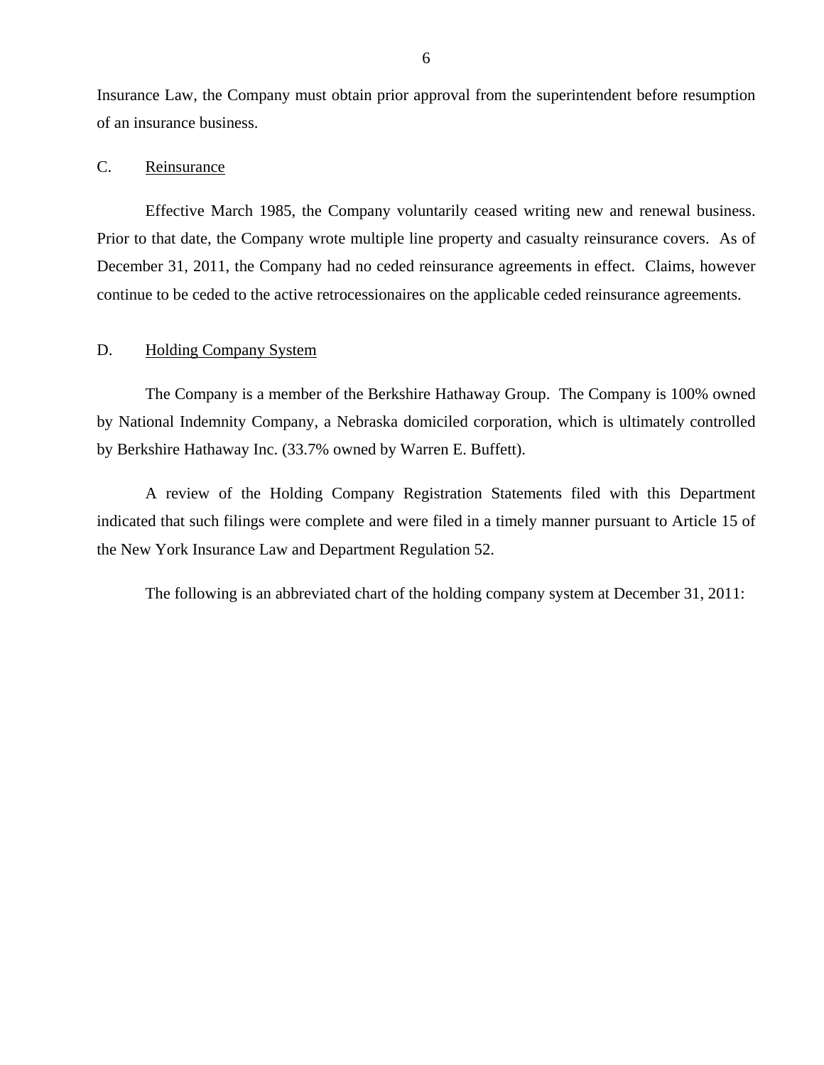Insurance Law, the Company must obtain prior approval from the superintendent before resumption of an insurance business.

## C. Reinsurance

Effective March 1985, the Company voluntarily ceased writing new and renewal business. Prior to that date, the Company wrote multiple line property and casualty reinsurance covers. As of December 31, 2011, the Company had no ceded reinsurance agreements in effect. Claims, however continue to be ceded to the active retrocessionaires on the applicable ceded reinsurance agreements.

## D. Holding Company System

The Company is a member of the Berkshire Hathaway Group. The Company is 100% owned by National Indemnity Company, a Nebraska domiciled corporation, which is ultimately controlled by Berkshire Hathaway Inc. (33.7% owned by Warren E. Buffett).

A review of the Holding Company Registration Statements filed with this Department indicated that such filings were complete and were filed in a timely manner pursuant to Article 15 of the New York Insurance Law and Department Regulation 52.

The following is an abbreviated chart of the holding company system at December 31, 2011: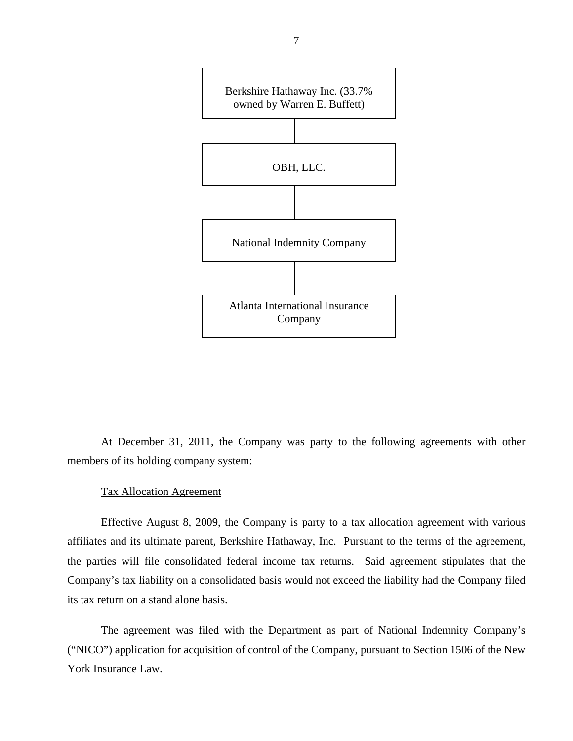Berkshire Hathaway Inc. (33.7% owned by Warren E. Buffett)

OBH, LLC.

National Indemnity Company

Atlanta International Insurance Company

At December 31, 2011, the Company was party to the following agreements with other members of its holding company system:

Tax Allocation Agreement

Effective August 8, 2009, the Company is party to a tax allocation agreement with various affiliates and its ultimate parent, Berkshire Hathaway, Inc. Pursuant to the terms of the agreement, the parties will file consolidated federal income tax returns. Said agreement stipulates that the Company's tax liability on a consolidated basis would not exceed the liability had the Company filed its tax return on a stand alone basis.

The agreement was filed with the Department as part of National Indemnity Company's ("NICO") application for acquisition of control of the Company, pursuant to Section 1506 of the New York Insurance Law.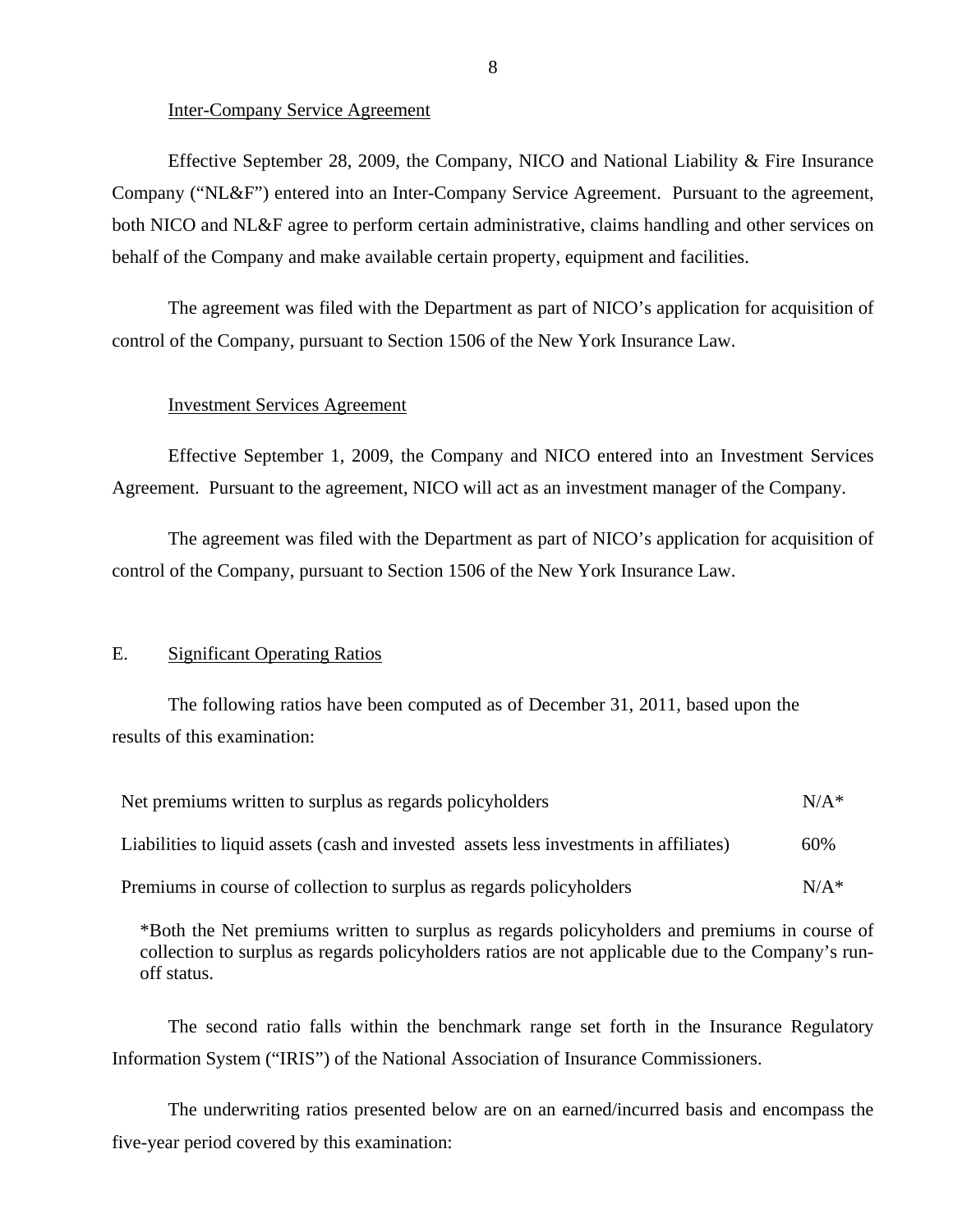Inter-Company Service Agreement

Effective September 28, 2009, the Company, NICO and National Liability & Fire Insurance Company ("NL&F") entered into an Inter-Company Service Agreement. Pursuant to the agreement, both NICO and NL&F agree to perform certain administrative, claims handling and other services on behalf of the Company and make available certain property, equipment and facilities.

The agreement was filed with the Department as part of NICO's application for acquisition of control of the Company, pursuant to Section 1506 of the New York Insurance Law.

Investment Services Agreement

Effective September 1, 2009, the Company and NICO entered into an Investment Services Agreement. Pursuant to the agreement, NICO will act as an investment manager of the Company.

The agreement was filed with the Department as part of NICO's application for acquisition of control of the Company, pursuant to Section 1506 of the New York Insurance Law.

## E. Significant Operating Ratios

The following ratios have been computed as of December 31, 2011, based upon the results of this examination:

| | |
|---|---|
| Net premiums written to surplus as regards policyholders | N/A* |
| Liabilities to liquid assets (cash and invested assets less investments in affiliates) | 60% |
| Premiums in course of collection to surplus as regards policyholders | N/A* |

*Both the Net premiums written to surplus as regards policyholders and premiums in course of collection to surplus as regards policyholders ratios are not applicable due to the Company's run-off status.

The second ratio falls within the benchmark range set forth in the Insurance Regulatory Information System ("IRIS") of the National Association of Insurance Commissioners.

The underwriting ratios presented below are on an earned/incurred basis and encompass the five-year period covered by this examination: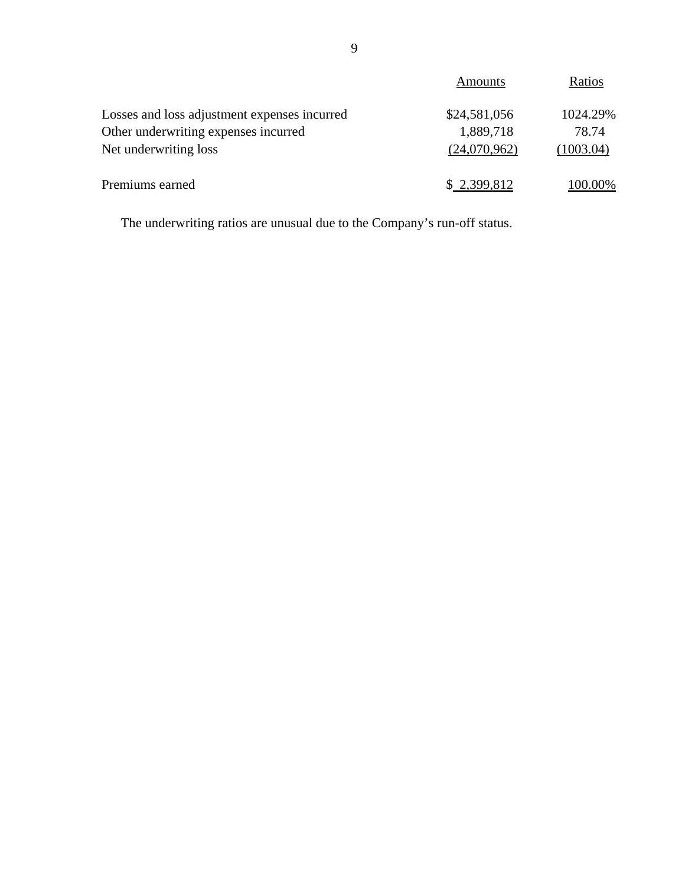| | Amounts | Ratios |
|---|---|---|
| Losses and loss adjustment expenses incurred | $24,581,056 | 1024.29% |
| Other underwriting expenses incurred | 1,889,718 | 78.74 |
| Net underwriting loss | (24,070,962) | (1003.04) |
| Premiums earned | $ 2,399,812 | 100.00% |

The underwriting ratios are unusual due to the Company's run-off status.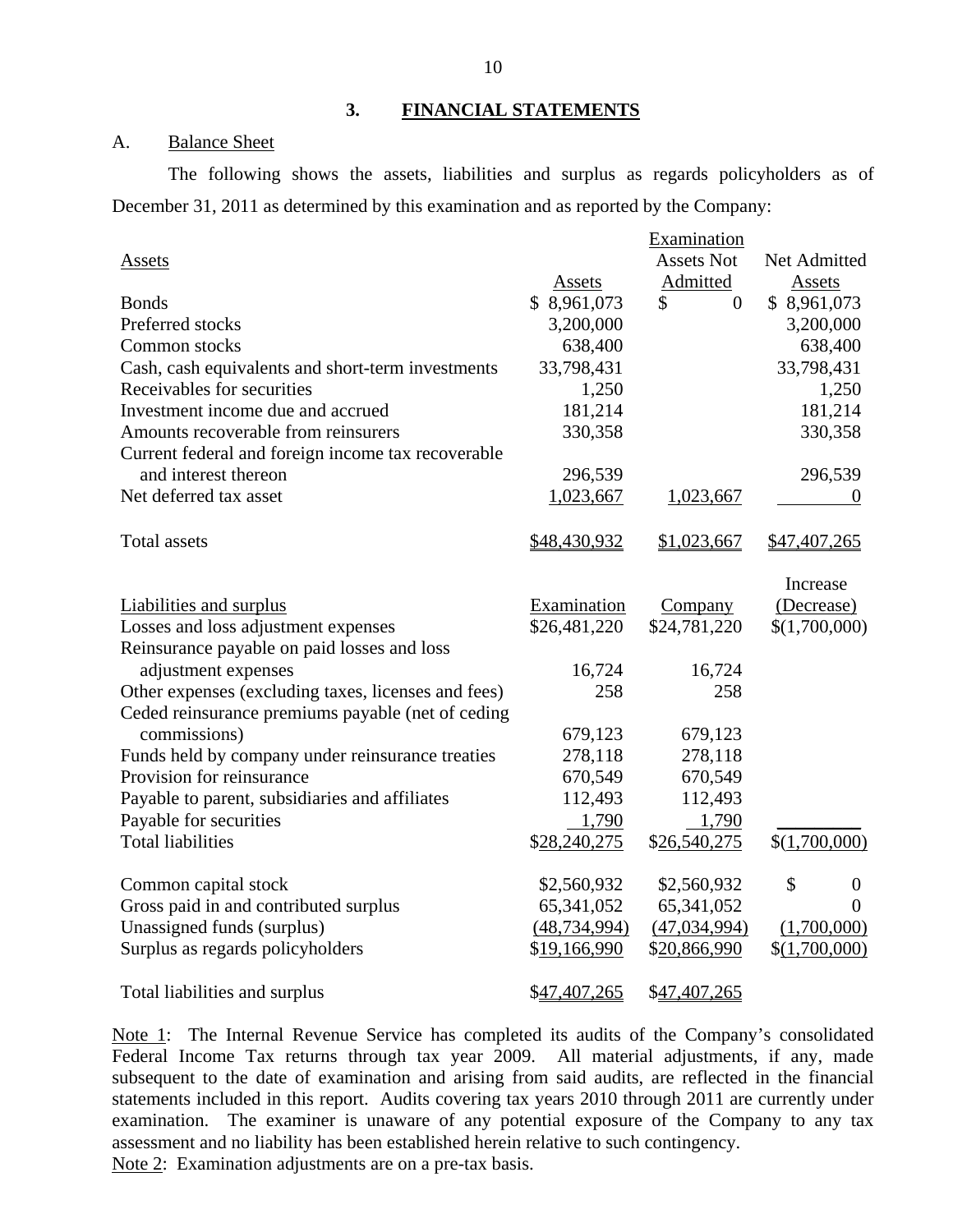## 3. FINANCIAL STATEMENTS

### A. Balance Sheet

The following shows the assets, liabilities and surplus as regards policyholders as of December 31, 2011 as determined by this examination and as reported by the Company:

| Assets | Assets | Examination Assets Not Admitted | Net Admitted Assets |
|---|---|---|---|
| Bonds | $ 8,961,073 | $ 0 | $ 8,961,073 |
| Preferred stocks | 3,200,000 | | 3,200,000 |
| Common stocks | 638,400 | | 638,400 |
| Cash, cash equivalents and short-term investments | 33,798,431 | | 33,798,431 |
| Receivables for securities | 1,250 | | 1,250 |
| Investment income due and accrued | 181,214 | | 181,214 |
| Amounts recoverable from reinsurers | 330,358 | | 330,358 |
| Current federal and foreign income tax recoverable and interest thereon | 296,539 | | 296,539 |
| Net deferred tax asset | 1,023,667 | 1,023,667 | 0 |
| Total assets | $48,430,932 | $1,023,667 | $47,407,265 |

| Liabilities and surplus | Examination | Company | Increase (Decrease) |
|---|---|---|---|
| Losses and loss adjustment expenses | $26,481,220 | $24,781,220 | $(1,700,000) |
| Reinsurance payable on paid losses and loss adjustment expenses | 16,724 | 16,724 | |
| Other expenses (excluding taxes, licenses and fees) | 258 | 258 | |
| Ceded reinsurance premiums payable (net of ceding commissions) | 679,123 | 679,123 | |
| Funds held by company under reinsurance treaties | 278,118 | 278,118 | |
| Provision for reinsurance | 670,549 | 670,549 | |
| Payable to parent, subsidiaries and affiliates | 112,493 | 112,493 | |
| Payable for securities | 1,790 | 1,790 | |
| Total liabilities | $28,240,275 | $26,540,275 | $(1,700,000) |
| | | | |
| Common capital stock | $2,560,932 | $2,560,932 | $ 0 |
| Gross paid in and contributed surplus | 65,341,052 | 65,341,052 | 0 |
| Unassigned funds (surplus) | (48,734,994) | (47,034,994) | (1,700,000) |
| Surplus as regards policyholders | $19,166,990 | $20,866,990 | $(1,700,000) |
| | | | |
| Total liabilities and surplus | $47,407,265 | $47,407,265 | |

Note 1: The Internal Revenue Service has completed its audits of the Company's consolidated Federal Income Tax returns through tax year 2009. All material adjustments, if any, made subsequent to the date of examination and arising from said audits, are reflected in the financial statements included in this report. Audits covering tax years 2010 through 2011 are currently under examination. The examiner is unaware of any potential exposure of the Company to any tax assessment and no liability has been established herein relative to such contingency.

Note 2: Examination adjustments are on a pre-tax basis.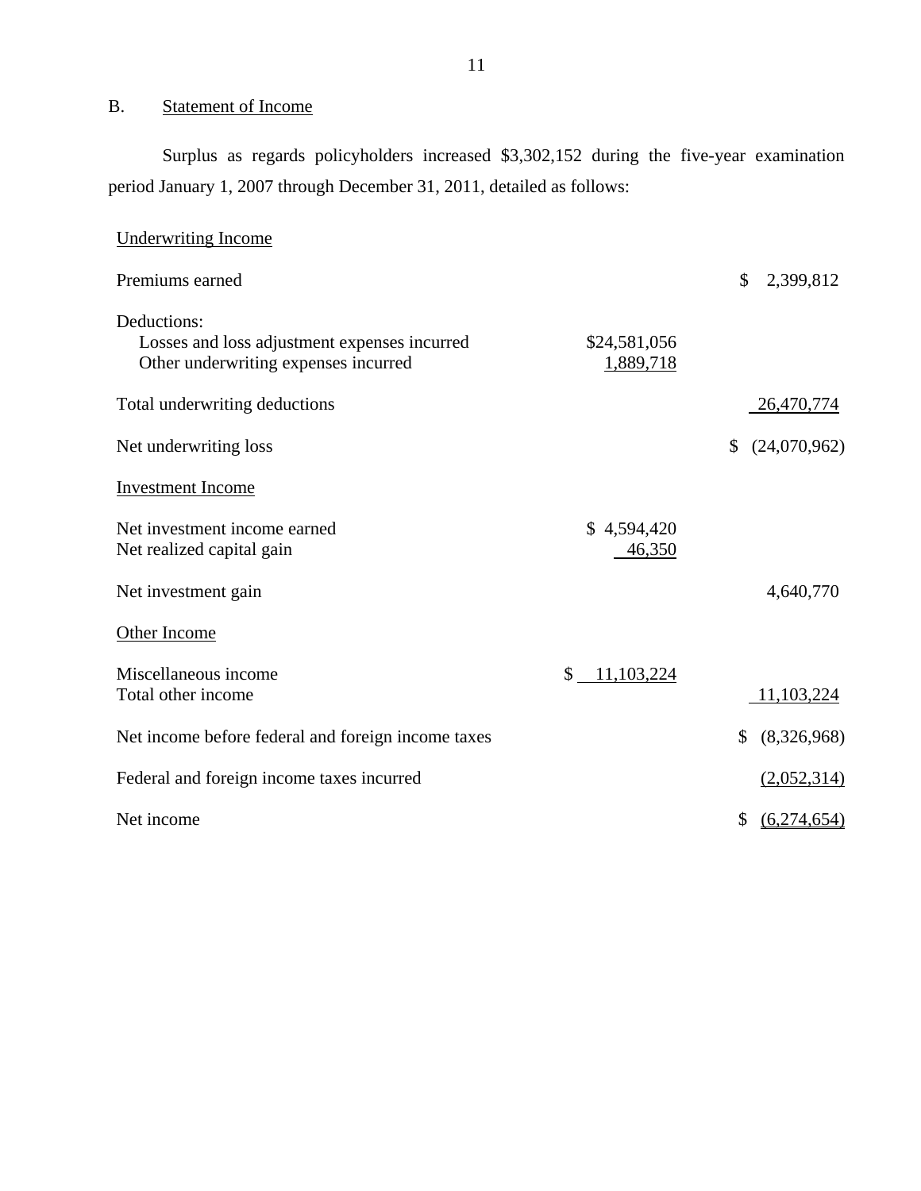## B. Statement of Income

Surplus as regards policyholders increased $3,302,152 during the five-year examination period January 1, 2007 through December 31, 2011, detailed as follows:

| | | |
|---|---|---|
| Underwriting Income | | |
| Premiums earned | | $ 2,399,812 |
| Deductions: | | |
| Losses and loss adjustment expenses incurred | $24,581,056 | |
| Other underwriting expenses incurred | 1,889,718 | |
| Total underwriting deductions | | 26,470,774 |
| Net underwriting loss | | $ (24,070,962) |
| Investment Income | | |
| Net investment income earned | $ 4,594,420 | |
| Net realized capital gain | 46,350 | |
| Net investment gain | | 4,640,770 |
| Other Income | | |
| Miscellaneous income | $ 11,103,224 | |
| Total other income | | 11,103,224 |
| Net income before federal and foreign income taxes | | $ (8,326,968) |
| Federal and foreign income taxes incurred | | (2,052,314) |
| Net income | | $ (6,274,654) |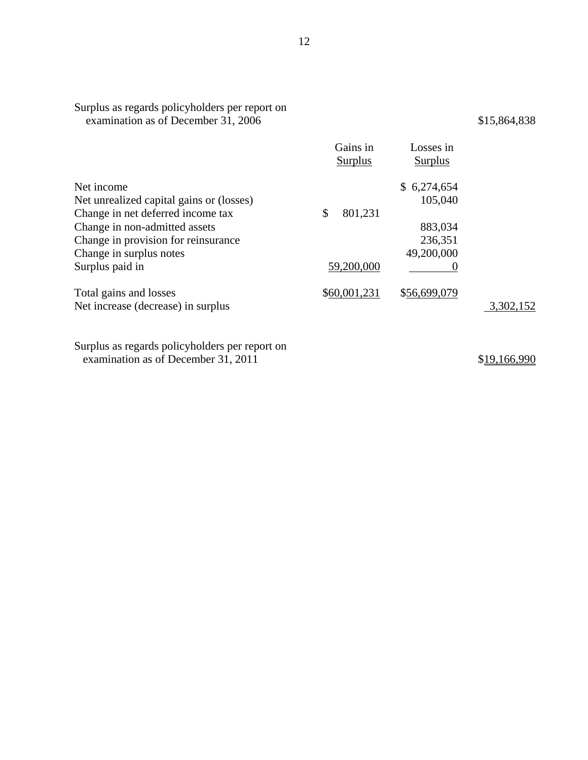| | Gains in Surplus | Losses in Surplus | |
|---|---|---|---|
| Surplus as regards policyholders per report on examination as of December 31, 2006 | | | $15,864,838 |
| Net income | | $ 6,274,654 | |
| Net unrealized capital gains or (losses) | | 105,040 | |
| Change in net deferred income tax | $ 801,231 | | |
| Change in non-admitted assets | | 883,034 | |
| Change in provision for reinsurance | | 236,351 | |
| Change in surplus notes | | 49,200,000 | |
| Surplus paid in | 59,200,000 | 0 | |
| Total gains and losses | $60,001,231 | $56,699,079 | |
| Net increase (decrease) in surplus | | | 3,302,152 |
| Surplus as regards policyholders per report on examination as of December 31, 2011 | | | $19,166,990 |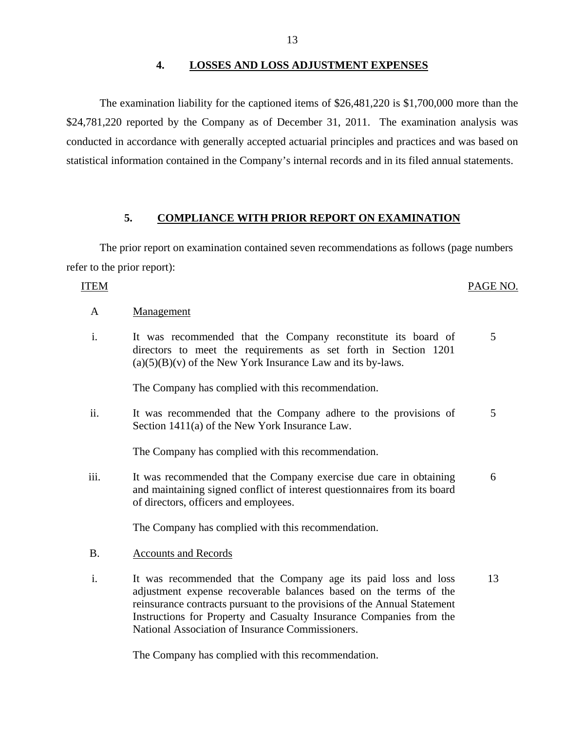## 4. LOSSES AND LOSS ADJUSTMENT EXPENSES

The examination liability for the captioned items of $26,481,220 is $1,700,000 more than the $24,781,220 reported by the Company as of December 31, 2011. The examination analysis was conducted in accordance with generally accepted actuarial principles and practices and was based on statistical information contained in the Company's internal records and in its filed annual statements.

## 5. COMPLIANCE WITH PRIOR REPORT ON EXAMINATION

The prior report on examination contained seven recommendations as follows (page numbers refer to the prior report):

| ITEM | | PAGE NO. |
|---|---|---|
| A | Management | |
| i. | It was recommended that the Company reconstitute its board of directors to meet the requirements as set forth in Section 1201 (a)(5)(B)(v) of the New York Insurance Law and its by-laws.<br><br>The Company has complied with this recommendation. | 5 |
| ii. | It was recommended that the Company adhere to the provisions of Section 1411(a) of the New York Insurance Law.<br><br>The Company has complied with this recommendation. | 5 |
| iii. | It was recommended that the Company exercise due care in obtaining and maintaining signed conflict of interest questionnaires from its board of directors, officers and employees.<br><br>The Company has complied with this recommendation. | 6 |
| B. | Accounts and Records | |
| i. | It was recommended that the Company age its paid loss and loss adjustment expense recoverable balances based on the terms of the reinsurance contracts pursuant to the provisions of the Annual Statement Instructions for Property and Casualty Insurance Companies from the National Association of Insurance Commissioners.<br><br>The Company has complied with this recommendation. | 13 |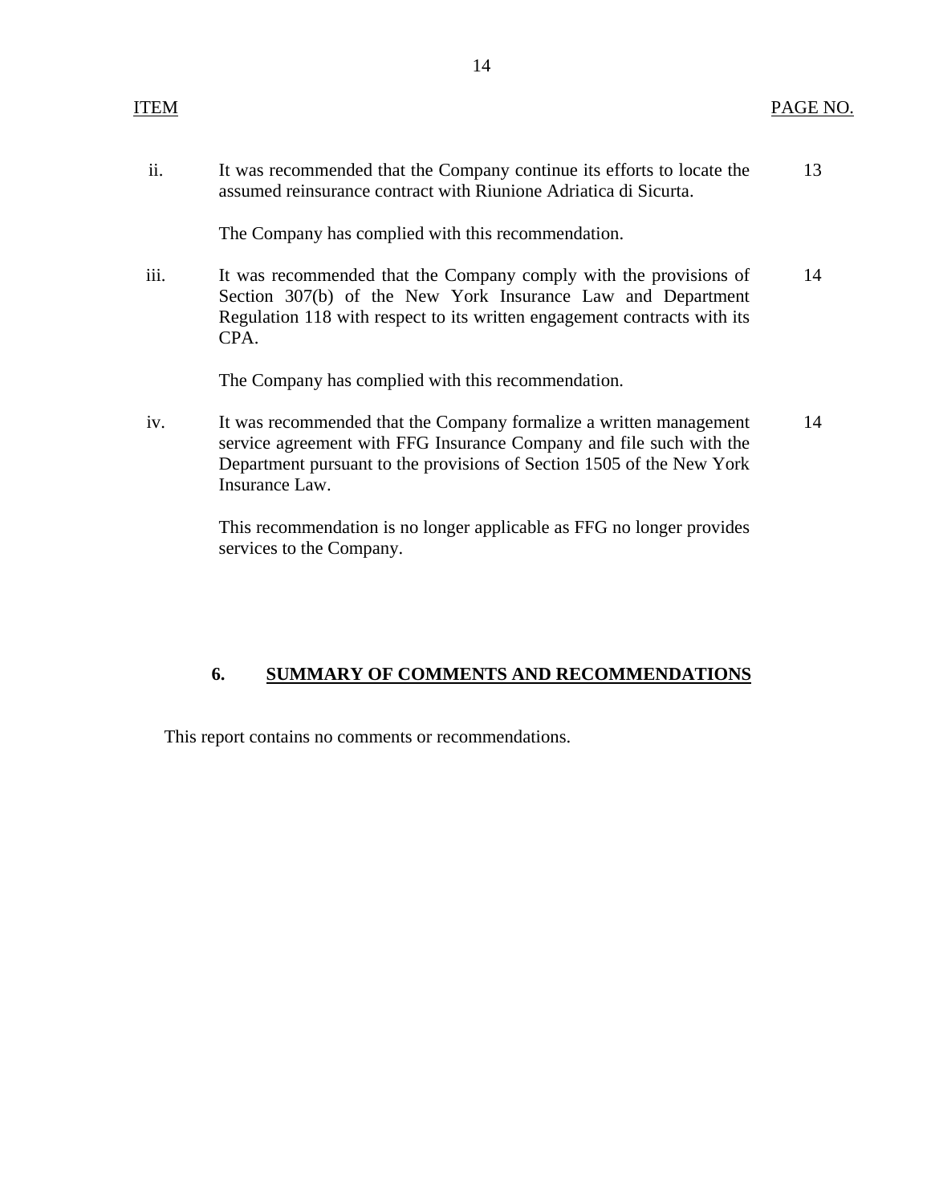| ITEM | | PAGE NO. |
|---|---|---|
| ii. | It was recommended that the Company continue its efforts to locate the assumed reinsurance contract with Riunione Adriatica di Sicurta.<br><br>The Company has complied with this recommendation. | 13 |
| iii. | It was recommended that the Company comply with the provisions of Section 307(b) of the New York Insurance Law and Department Regulation 118 with respect to its written engagement contracts with its CPA.<br><br>The Company has complied with this recommendation. | 14 |
| iv. | It was recommended that the Company formalize a written management service agreement with FFG Insurance Company and file such with the Department pursuant to the provisions of Section 1505 of the New York Insurance Law.<br><br>This recommendation is no longer applicable as FFG no longer provides services to the Company. | 14 |

## 6. SUMMARY OF COMMENTS AND RECOMMENDATIONS

This report contains no comments or recommendations.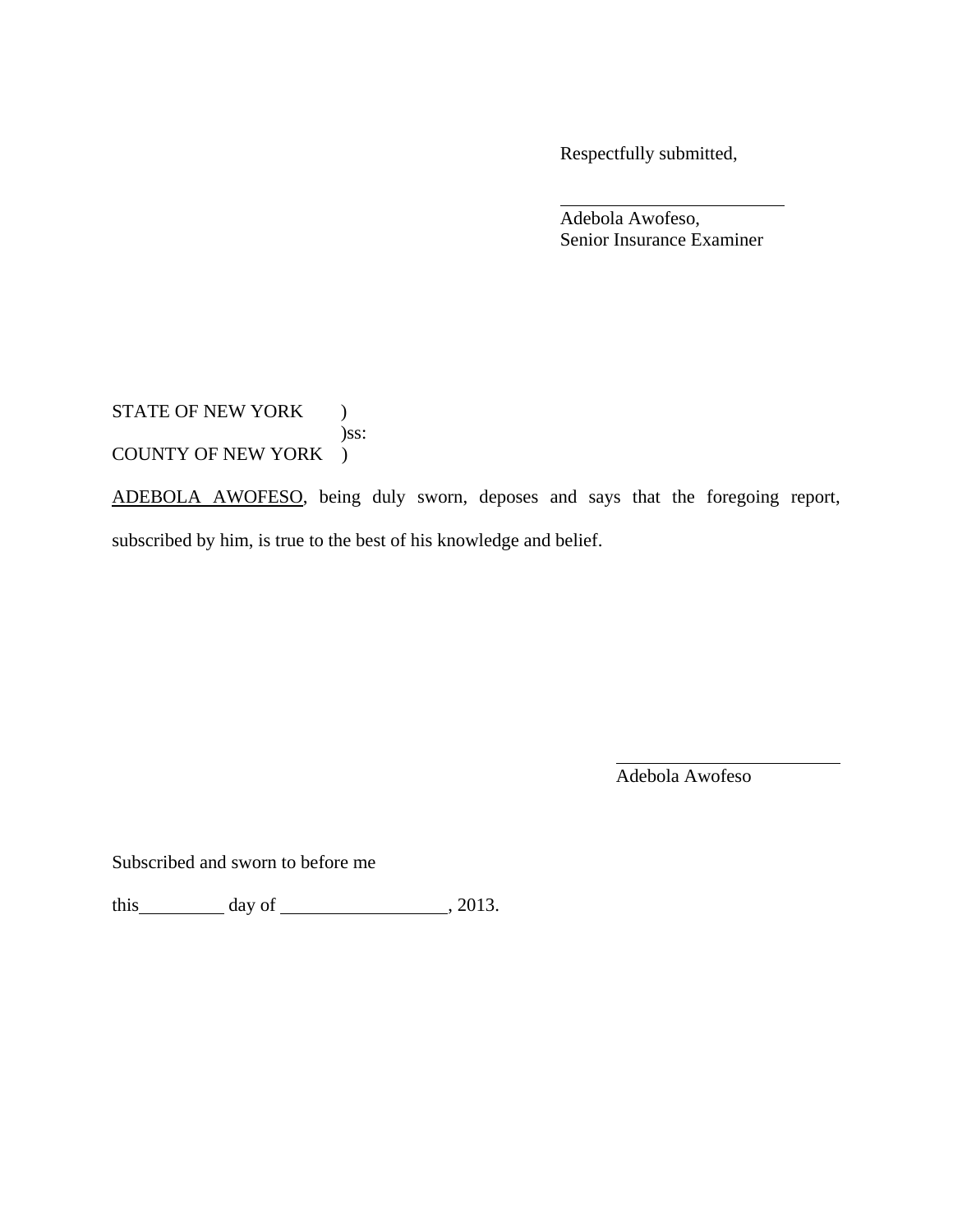Respectfully submitted,

\_\_\_\_\_\_\_\_\_\_\_\_\_\_\_\_\_\_\_\_\_\_\_\_

Adebola Awofeso,
Senior Insurance Examiner

STATE OF NEW YORK )
)ss:
COUNTY OF NEW YORK )

<u>ADEBOLA AWOFESO</u>, being duly sworn, deposes and says that the foregoing report, subscribed by him, is true to the best of his knowledge and belief.

\_\_\_\_\_\_\_\_\_\_\_\_\_\_\_\_\_\_\_\_\_\_\_\_

Adebola Awofeso

Subscribed and sworn to before me

this\_\_\_\_\_\_\_\_\_ day of \_\_\_\_\_\_\_\_\_\_\_\_\_\_\_\_\_\_, 2013.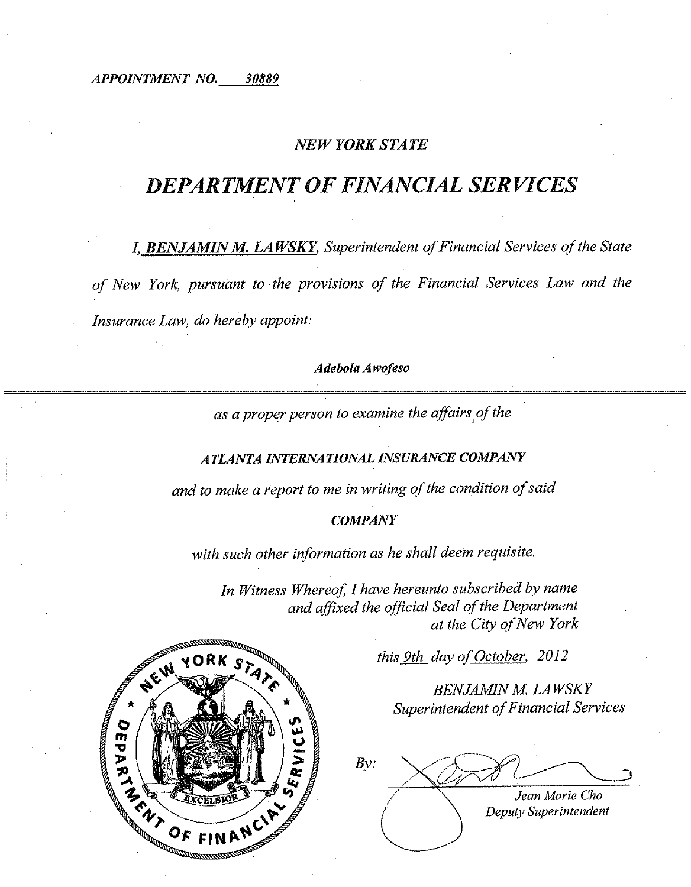*APPOINTMENT NO. 30889*

### *NEW YORK STATE*

# *DEPARTMENT OF FINANCIAL SERVICES*

*I, **BENJAMIN M. LAWSKY**, Superintendent of Financial Services of the State of New York, pursuant to the provisions of the Financial Services Law and the Insurance Law, do hereby appoint:*

***Adebola Awofeso***

*as a proper person to examine the affairs of the*

*ATLANTA INTERNATIONAL INSURANCE COMPANY*

*and to make a report to me in writing of the condition of said*

*COMPANY*

*with such other information as he shall deem requisite.*

*In Witness Whereof, I have hereunto subscribed by name and affixed the official Seal of the Department at the City of New York*

*this 9th day of October, 2012*

*BENJAMIN M. LAWSKY*
*Superintendent of Financial Services*

*By:*

*Jean Marie Cho*
*Deputy Superintendent*

NEW YORK STATE DEPARTMENT OF FINANCIAL SERVICES
EXCELSIOR